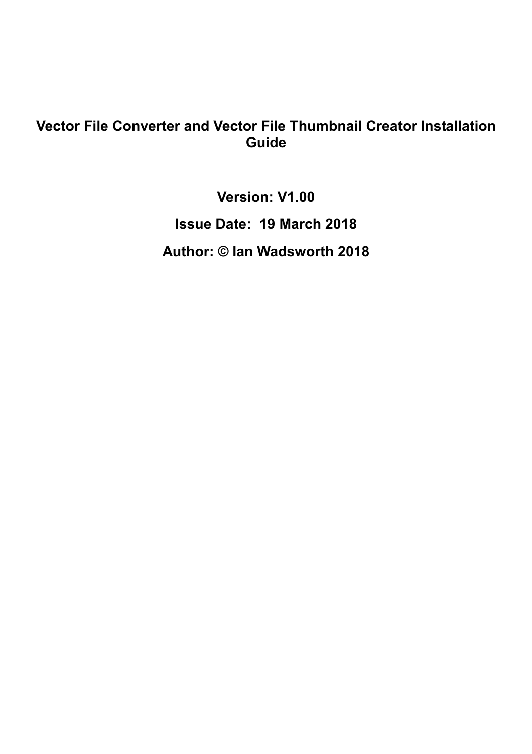# Vector File Converter and Vector File Thumbnail Creator Installation Guide

**Version: V1.00**

**Issue Date: 19 March 2018**

**Author: © Ian Wadsworth 2018**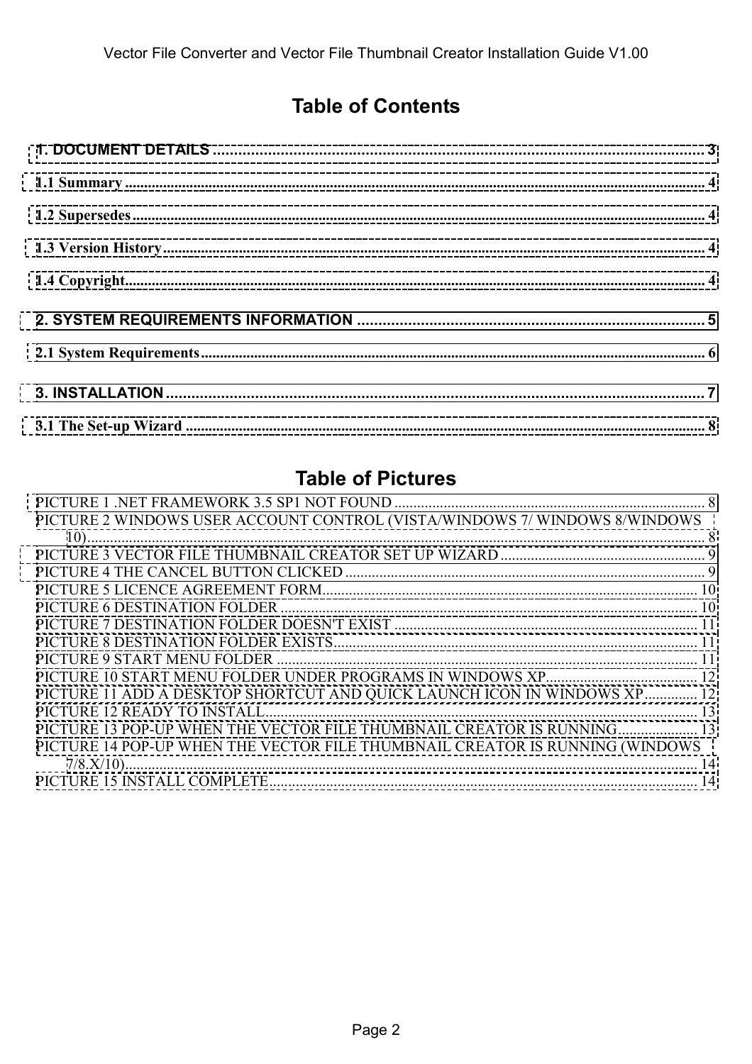# Table of Contents

1. DOCUMENT DETAILS ........................................ 3

1.1 Summary ........................................ 4

1.2 Supersedes ........................................ 4

1.3 Version History ........................................ 4

1.4 Copyright ........................................ 4

2. SYSTEM REQUIREMENTS INFORMATION ........................................ 5

2.1 System Requirements ........................................ 6

3. INSTALLATION ........................................ 7

3.1 The Set-up Wizard ........................................ 8

# Table of Pictures

PICTURE 1 .NET FRAMEWORK 3.5 SP1 NOT FOUND ........................................ 8
PICTURE 2 WINDOWS USER ACCOUNT CONTROL (VISTA/WINDOWS 7/ WINDOWS 8/WINDOWS 10) ........................................ 8
PICTURE 3 VECTOR FILE THUMBNAIL CREATOR SET UP WIZARD ........................................ 9
PICTURE 4 THE CANCEL BUTTON CLICKED ........................................ 9
PICTURE 5 LICENCE AGREEMENT FORM ........................................ 10
PICTURE 6 DESTINATION FOLDER ........................................ 10
PICTURE 7 DESTINATION FOLDER DOESN'T EXIST ........................................ 11
PICTURE 8 DESTINATION FOLDER EXISTS ........................................ 11
PICTURE 9 START MENU FOLDER ........................................ 11
PICTURE 10 START MENU FOLDER UNDER PROGRAMS IN WINDOWS XP ........................................ 12
PICTURE 11 ADD A DESKTOP SHORTCUT AND QUICK LAUNCH ICON IN WINDOWS XP ........................................ 12
PICTURE 12 READY TO INSTALL ........................................ 13
PICTURE 13 POP-UP WHEN THE VECTOR FILE THUMBNAIL CREATOR IS RUNNING ........................................ 13
PICTURE 14 POP-UP WHEN THE VECTOR FILE THUMBNAIL CREATOR IS RUNNING (WINDOWS 7/8.X/10) ........................................ 14
PICTURE 15 INSTALL COMPLETE ........................................ 14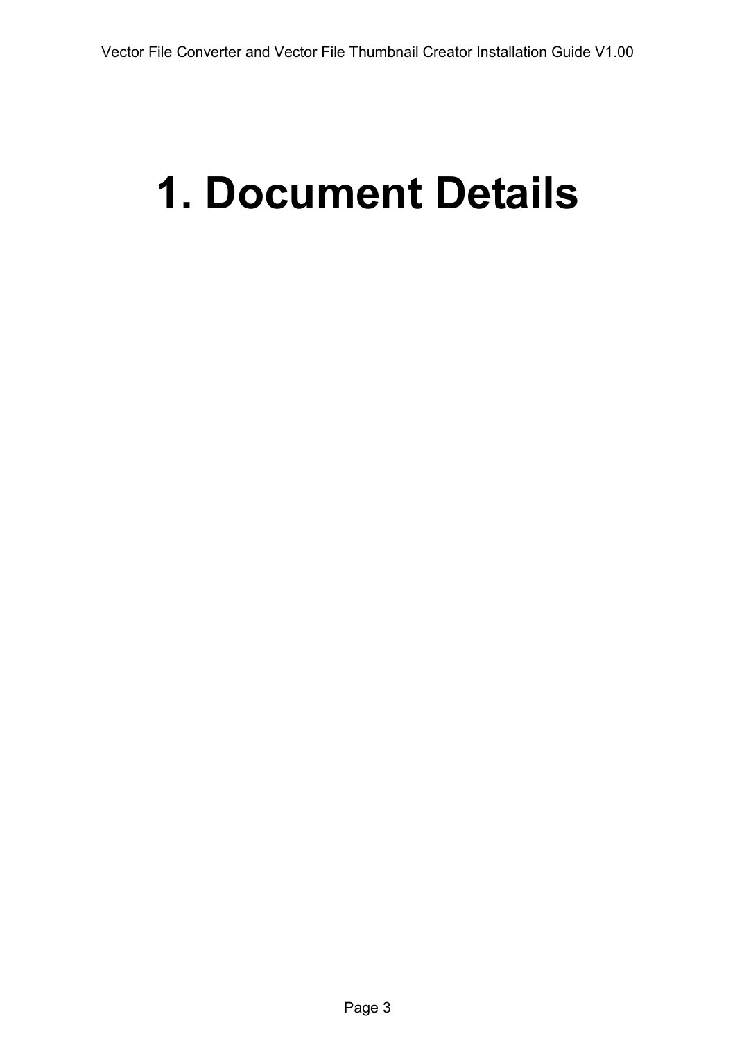# 1. Document Details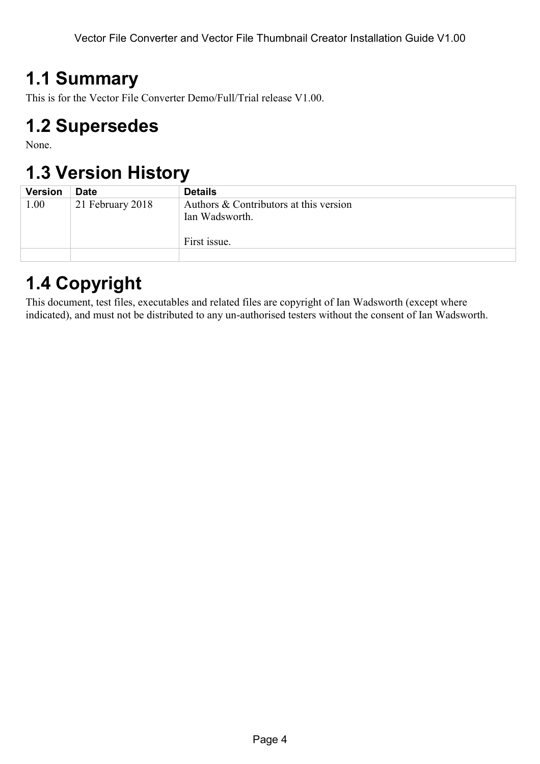# 1.1 Summary

This is for the Vector File Converter Demo/Full/Trial release V1.00.

# 1.2 Supersedes

None.

# 1.3 Version History

| Version | Date | Details |
|---|---|---|
| 1.00 | 21 February 2018 | Authors & Contributors at this version<br>Ian Wadsworth.<br><br>First issue. |
| | | |

# 1.4 Copyright

This document, test files, executables and related files are copyright of Ian Wadsworth (except where indicated), and must not be distributed to any un-authorised testers without the consent of Ian Wadsworth.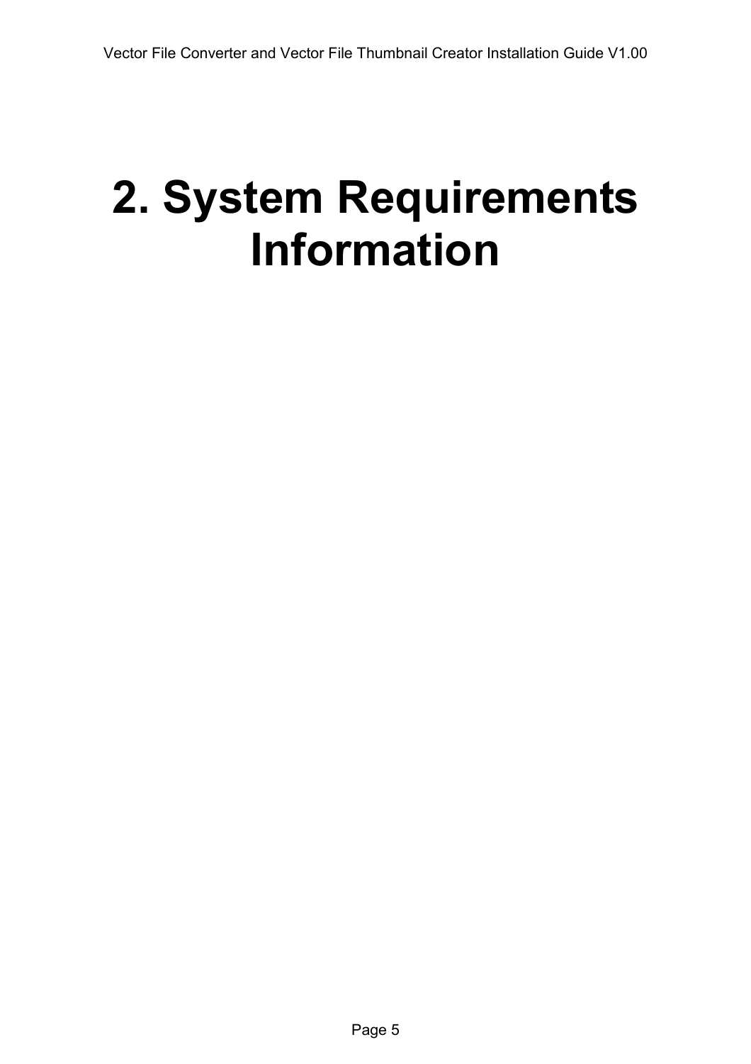# 2. System Requirements Information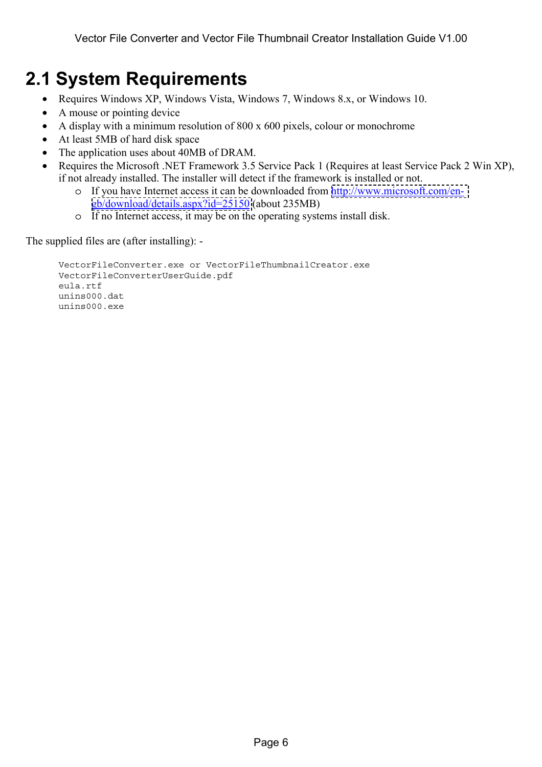## 2.1 System Requirements

- Requires Windows XP, Windows Vista, Windows 7, Windows 8.x, or Windows 10.
- A mouse or pointing device
- A display with a minimum resolution of 800 x 600 pixels, colour or monochrome
- At least 5MB of hard disk space
- The application uses about 40MB of DRAM.
- Requires the Microsoft .NET Framework 3.5 Service Pack 1 (Requires at least Service Pack 2 Win XP), if not already installed. The installer will detect if the framework is installed or not.
  - If you have Internet access it can be downloaded from [http://www.microsoft.com/en-gb/download/details.aspx?id=25150](http://www.microsoft.com/en-gb/download/details.aspx?id=25150) (about 235MB)
  - If no Internet access, it may be on the operating systems install disk.

The supplied files are (after installing): -

```
VectorFileConverter.exe or VectorFileThumbnailCreator.exe
VectorFileConverterUserGuide.pdf
eula.rtf
unins000.dat
unins000.exe
```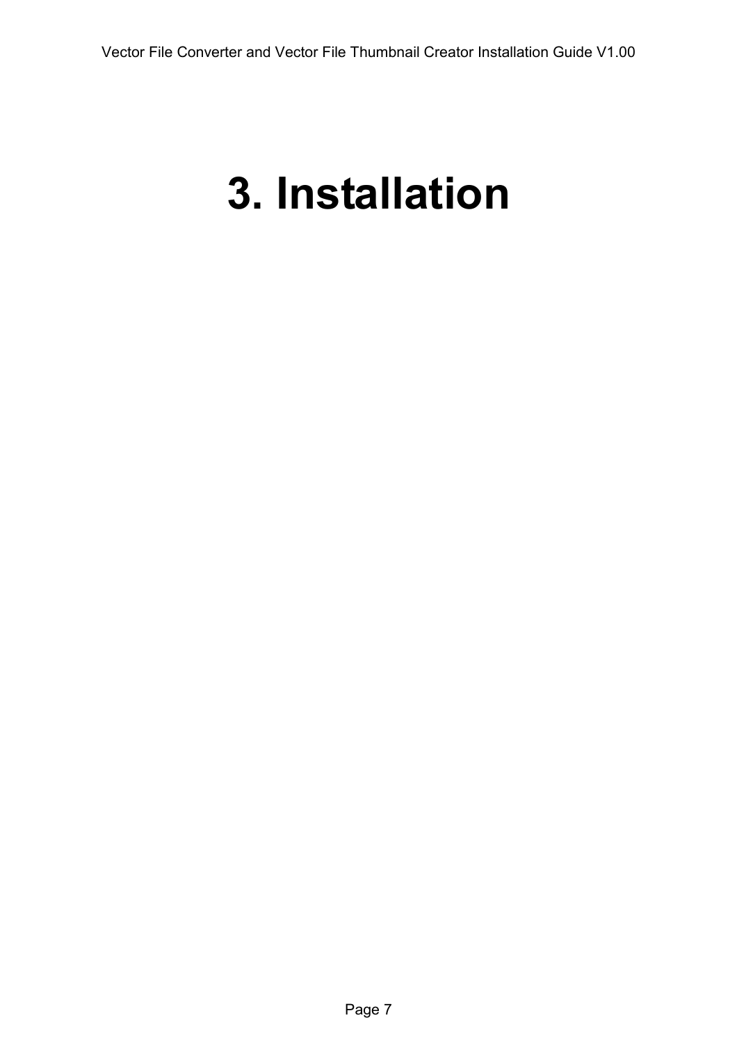# 3. Installation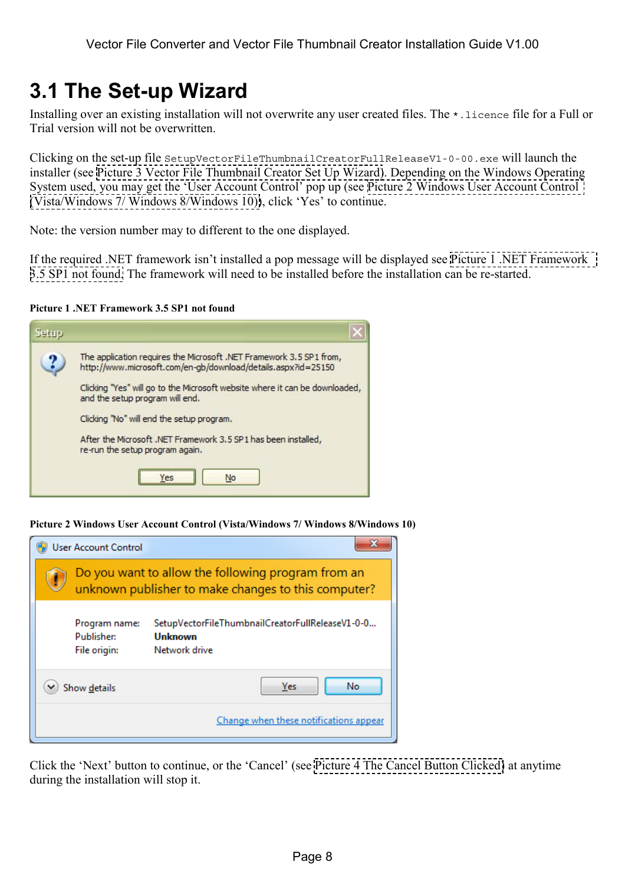# 3.1 The Set-up Wizard

Installing over an existing installation will not overwrite any user created files. The `*.licence` file for a Full or Trial version will not be overwritten.

Clicking on the set-up file `SetupVectorFileThumbnailCreatorFullReleaseV1-0-00.exe` will launch the installer (see Picture 3 Vector File Thumbnail Creator Set Up Wizard). Depending on the Windows Operating System used, you may get the 'User Account Control' pop up (see Picture 2 Windows User Account Control (Vista/Windows 7/ Windows 8/Windows 10)), click 'Yes' to continue.

Note: the version number may to different to the one displayed.

If the required .NET framework isn't installed a pop message will be displayed see Picture 1 .NET Framework 3.5 SP1 not found. The framework will need to be installed before the installation can be re-started.

**Picture 1 .NET Framework 3.5 SP1 not found**

**Picture 2 Windows User Account Control (Vista/Windows 7/ Windows 8/Windows 10)**

Click the 'Next' button to continue, or the 'Cancel' (see Picture 4 The Cancel Button Clicked) at anytime during the installation will stop it.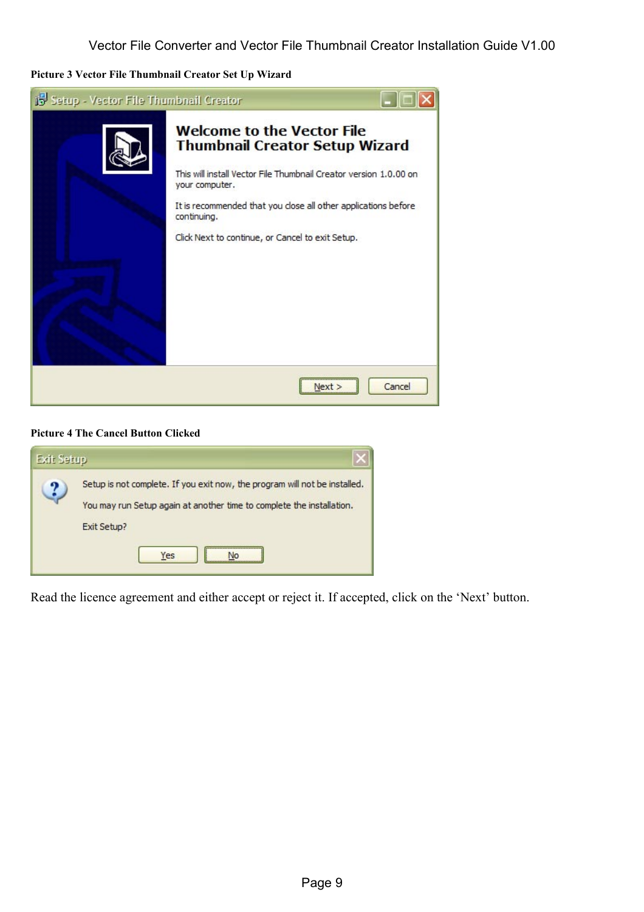**Picture 3 Vector File Thumbnail Creator Set Up Wizard**

**Picture 4 The Cancel Button Clicked**

Read the licence agreement and either accept or reject it. If accepted, click on the 'Next' button.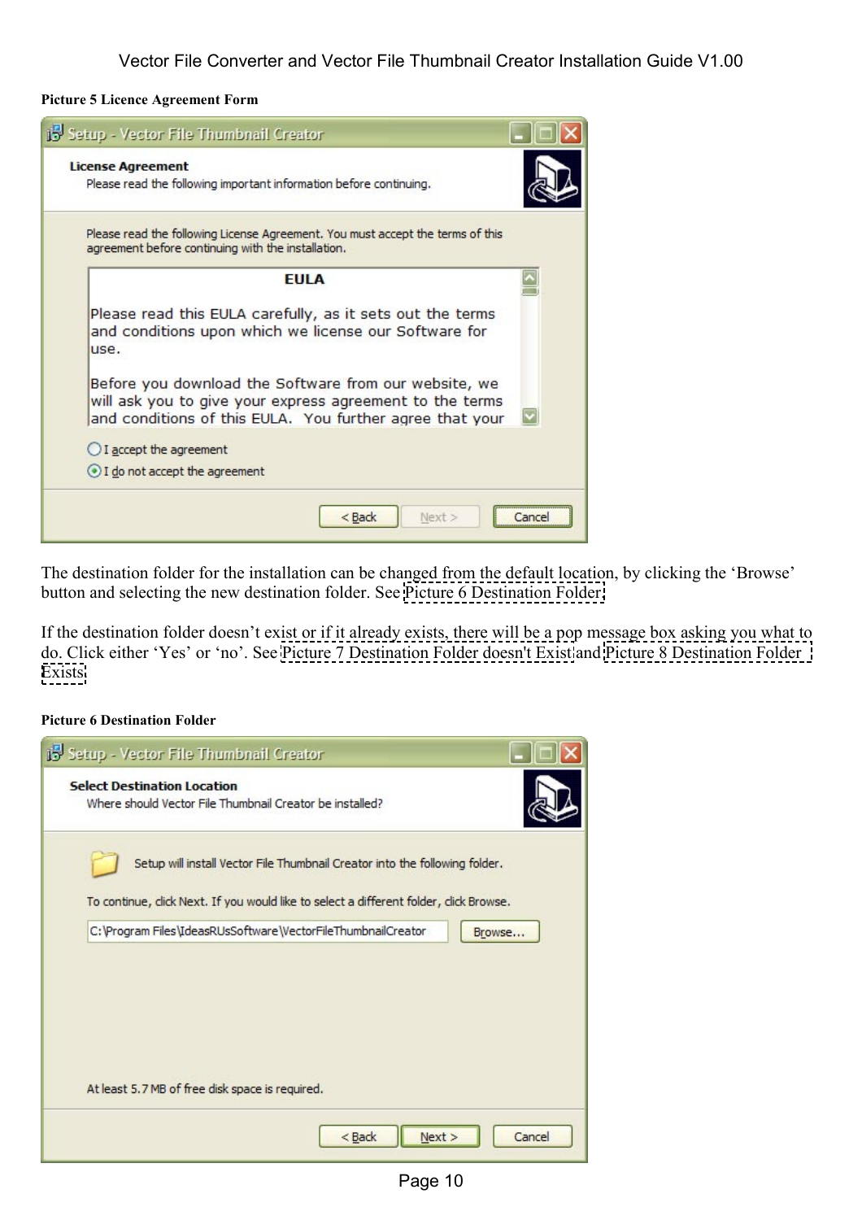**Picture 5 Licence Agreement Form**

The destination folder for the installation can be changed from the default location, by clicking the 'Browse' button and selecting the new destination folder. See Picture 6 Destination Folder.

If the destination folder doesn't exist or if it already exists, there will be a pop message box asking you what to do. Click either 'Yes' or 'no'. See Picture 7 Destination Folder doesn't Exist and Picture 8 Destination Folder Exists.

**Picture 6 Destination Folder**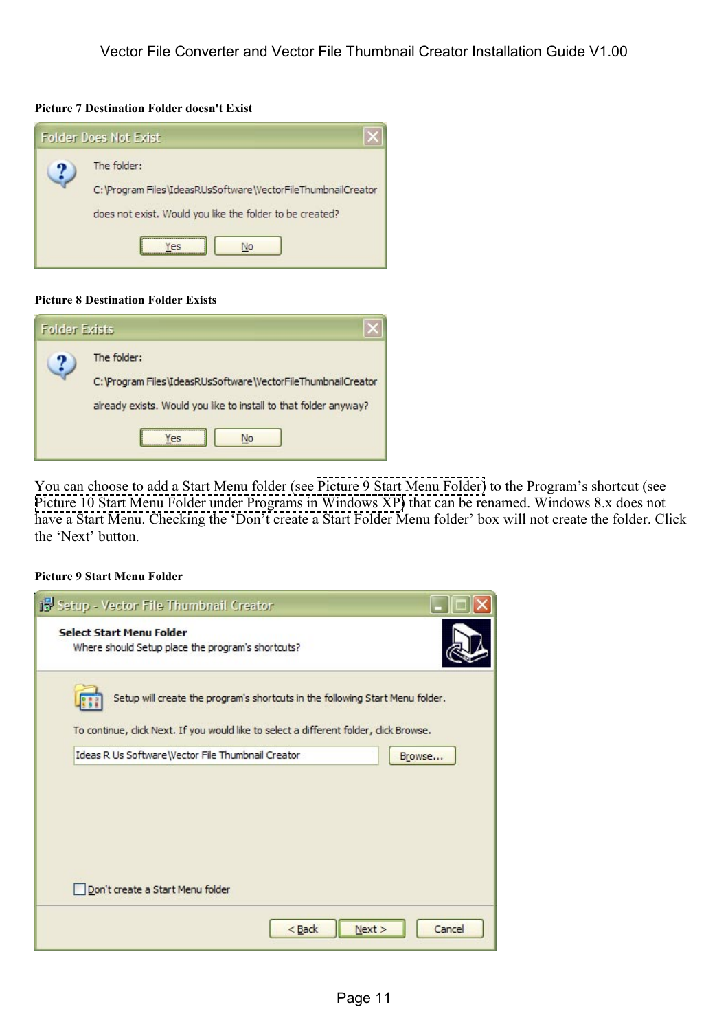**Picture 7 Destination Folder doesn't Exist**

**Picture 8 Destination Folder Exists**

You can choose to add a Start Menu folder (see Picture 9 Start Menu Folder) to the Program's shortcut (see Picture 10 Start Menu Folder under Programs in Windows XP) that can be renamed. Windows 8.x does not have a Start Menu. Checking the 'Don't create a Start Folder Menu folder' box will not create the folder. Click the 'Next' button.

**Picture 9 Start Menu Folder**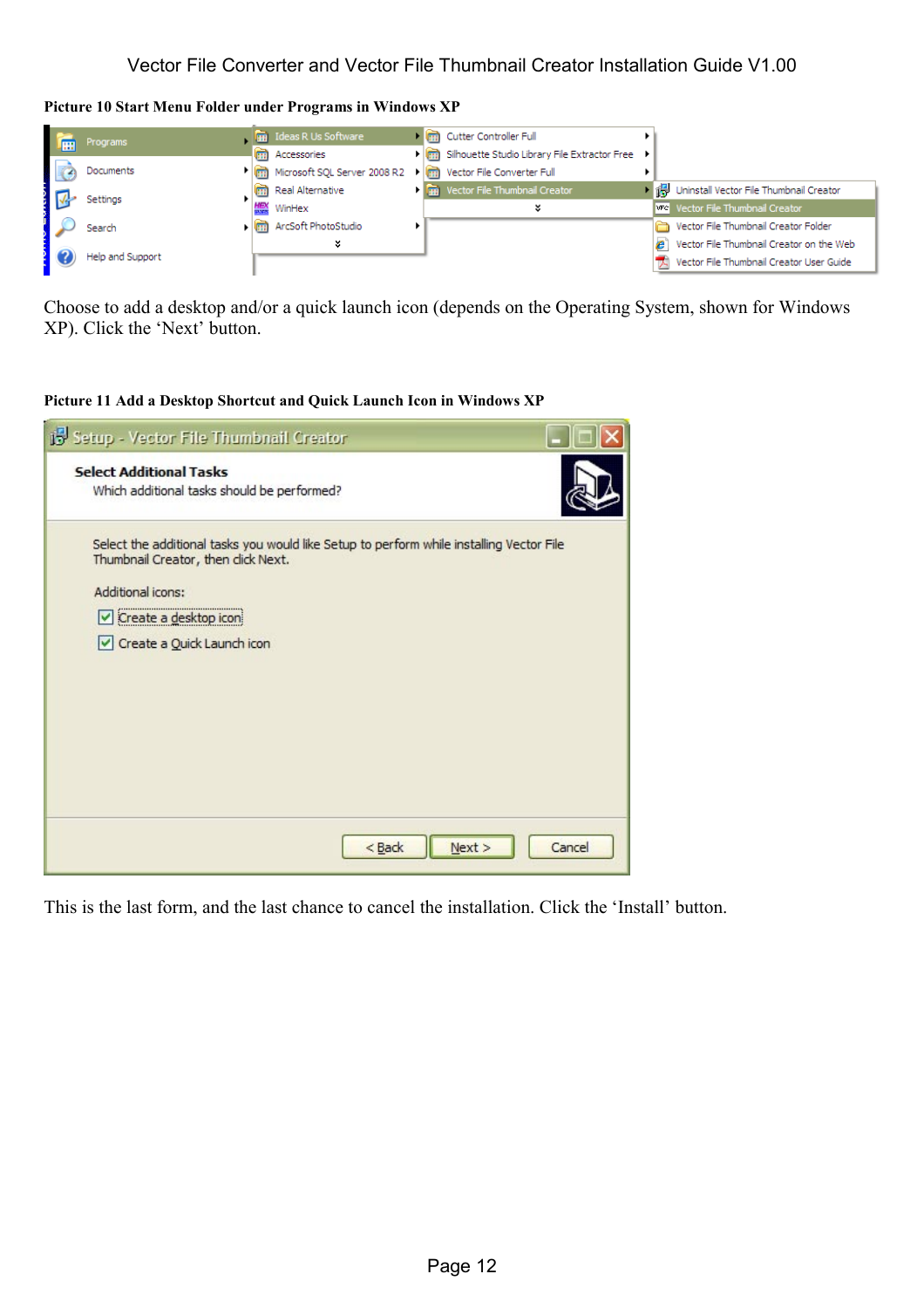**Picture 10 Start Menu Folder under Programs in Windows XP**

Choose to add a desktop and/or a quick launch icon (depends on the Operating System, shown for Windows XP). Click the 'Next' button.

**Picture 11 Add a Desktop Shortcut and Quick Launch Icon in Windows XP**

This is the last form, and the last chance to cancel the installation. Click the 'Install' button.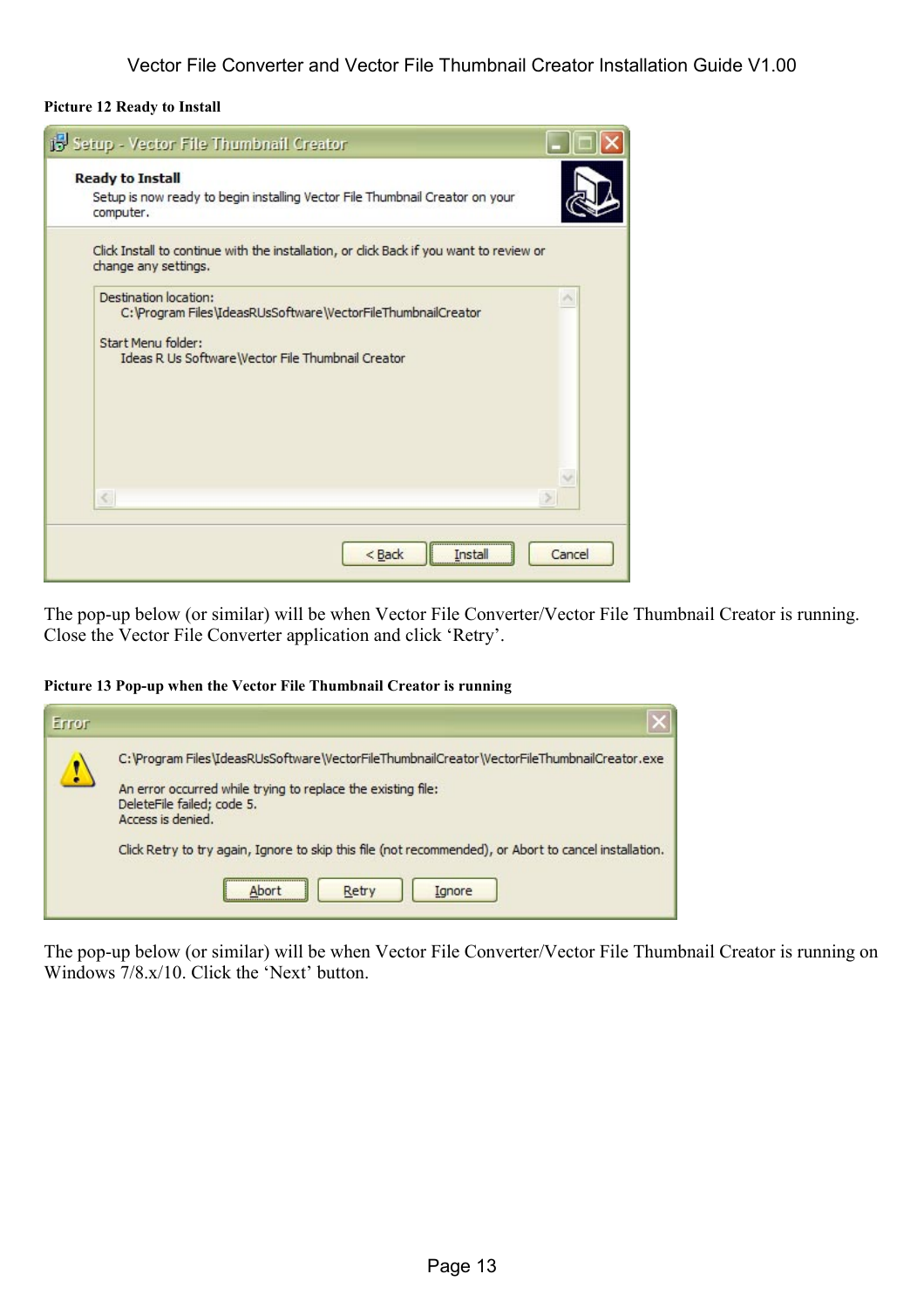**Picture 12 Ready to Install**

The pop-up below (or similar) will be when Vector File Converter/Vector File Thumbnail Creator is running. Close the Vector File Converter application and click 'Retry'.

**Picture 13 Pop-up when the Vector File Thumbnail Creator is running**

The pop-up below (or similar) will be when Vector File Converter/Vector File Thumbnail Creator is running on Windows 7/8.x/10. Click the 'Next' button.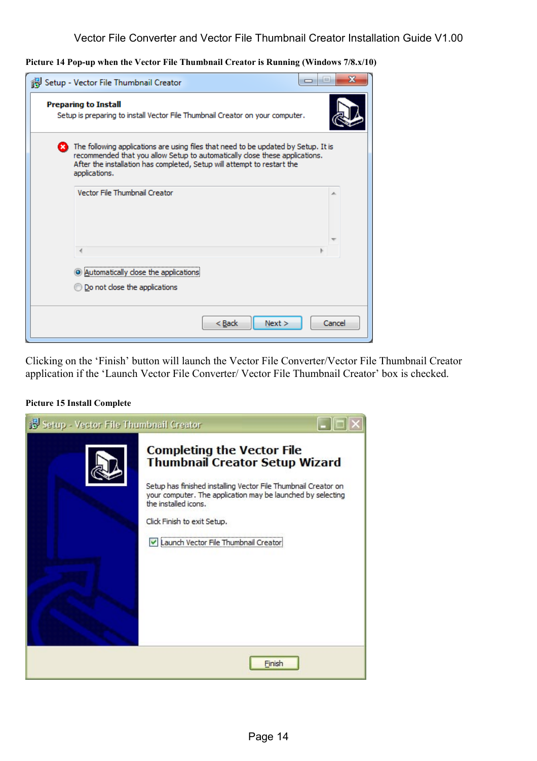**Picture 14 Pop-up when the Vector File Thumbnail Creator is Running (Windows 7/8.x/10)**

Clicking on the 'Finish' button will launch the Vector File Converter/Vector File Thumbnail Creator application if the 'Launch Vector File Converter/ Vector File Thumbnail Creator' box is checked.

**Picture 15 Install Complete**